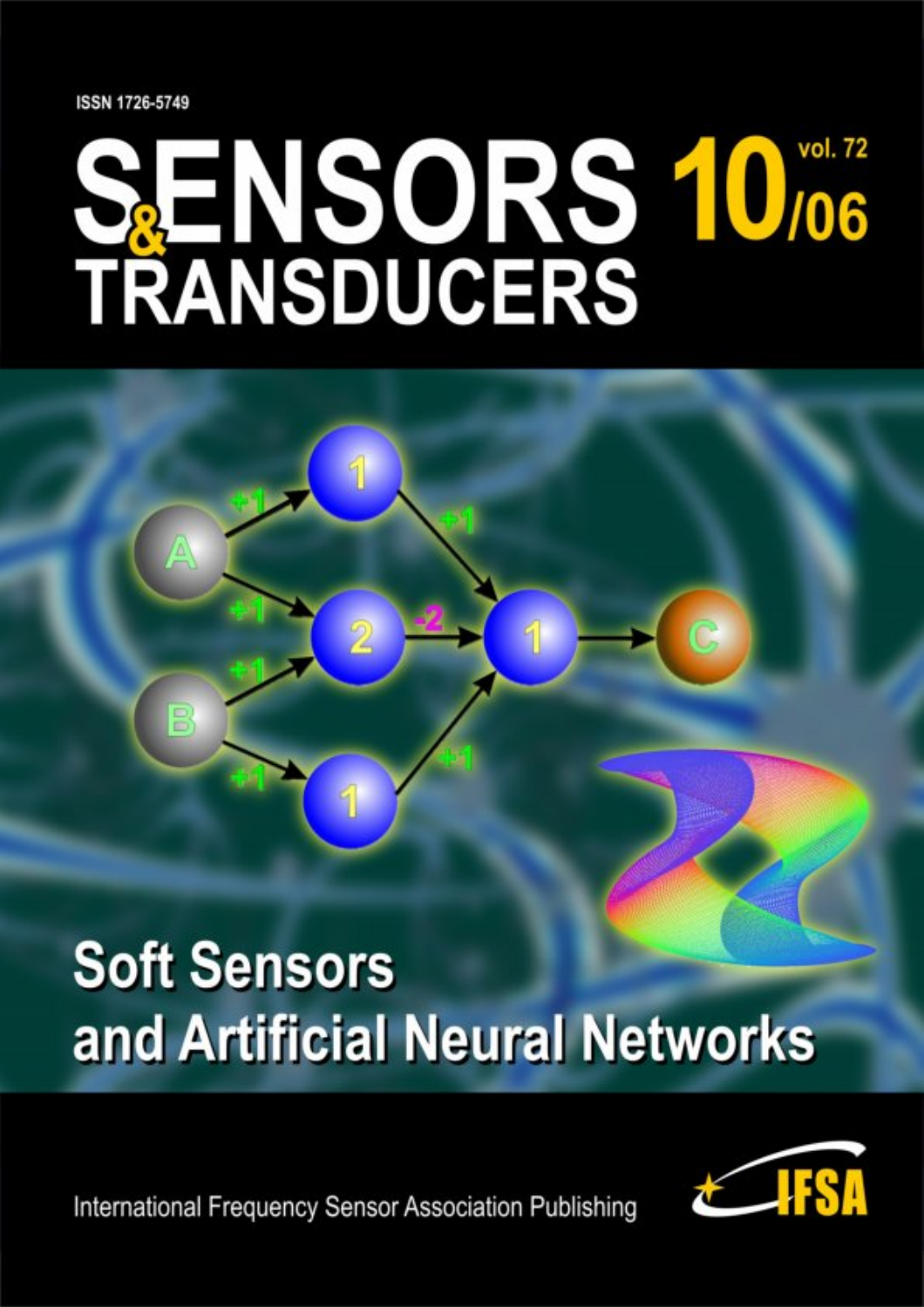ISSN 1726-5749

# SENSORS & TRANSDUCERS

**10/06** vol. 72

## Soft Sensors and Artificial Neural Networks

International Frequency Sensor Association Publishing

IFSA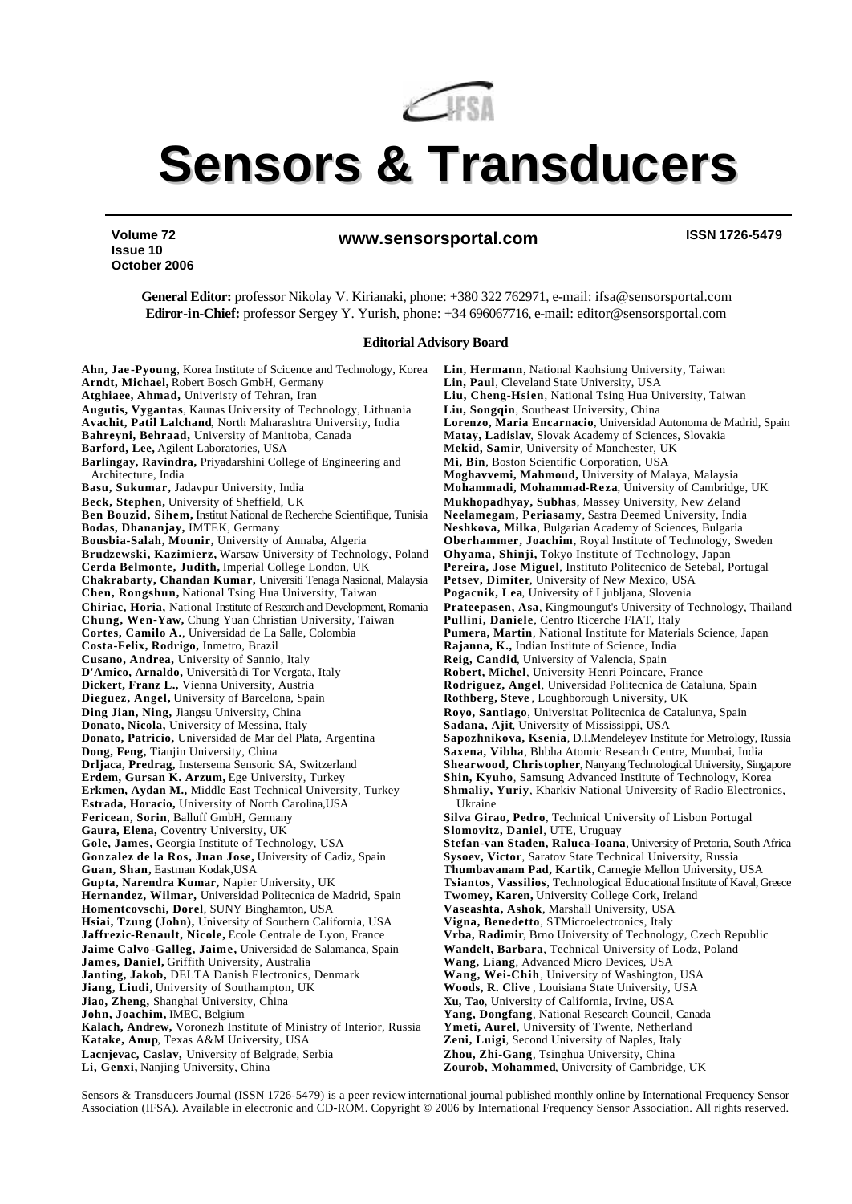# Sensors & Transducers

**Volume 72**
**Issue 10**
**October 2006**

**www.sensorsportal.com**

**ISSN 1726-5479**

**General Editor:** professor Nikolay V. Kirianaki, phone: +380 322 762971, e-mail: ifsa@sensorsportal.com
**Ediror-in-Chief:** professor Sergey Y. Yurish, phone: +34 696067716, e-mail: editor@sensorsportal.com

### Editorial Advisory Board

**Ahn, Jae-Pyoung**, Korea Institute of Scicence and Technology, Korea
**Arndt, Michael,** Robert Bosch GmbH, Germany
**Atghiaee, Ahmad,** Univeristy of Tehran, Iran
**Augutis, Vygantas**, Kaunas University of Technology, Lithuania
**Avachit, Patil Lalchand**, North Maharashtra University, India
**Bahreyni, Behraad,** University of Manitoba, Canada
**Barford, Lee,** Agilent Laboratories, USA
**Barlingay, Ravindra,** Priyadarshini College of Engineering and Architecture, India
**Basu, Sukumar,** Jadavpur University, India
**Beck, Stephen,** University of Sheffield, UK
**Ben Bouzid, Sihem,** Institut National de Recherche Scientifique, Tunisia
**Bodas, Dhananjay,** IMTEK, Germany
**Bousbia-Salah, Mounir,** University of Annaba, Algeria
**Brudzewski, Kazimierz,** Warsaw University of Technology, Poland
**Cerda Belmonte, Judith,** Imperial College London, UK
**Chakrabarty, Chandan Kumar,** Universiti Tenaga Nasional, Malaysia
**Chen, Rongshun,** National Tsing Hua University, Taiwan
**Chiriac, Horia,** National Institute of Research and Development, Romania
**Chung, Wen-Yaw,** Chung Yuan Christian University, Taiwan
**Cortes, Camilo A.**, Universidad de La Salle, Colombia
**Costa-Felix, Rodrigo,** Inmetro, Brazil
**Cusano, Andrea,** University of Sannio, Italy
**D'Amico, Arnaldo,** Università di Tor Vergata, Italy
**Dickert, Franz L.,** Vienna University, Austria
**Dieguez, Angel,** University of Barcelona, Spain
**Ding Jian, Ning,** Jiangsu University, China
**Donato, Nicola,** University of Messina, Italy
**Donato, Patricio,** Universidad de Mar del Plata, Argentina
**Dong, Feng,** Tianjin University, China
**Drljaca, Predrag,** Instersema Sensoric SA, Switzerland
**Erdem, Gursan K. Arzum,** Ege University, Turkey
**Erkmen, Aydan M.,** Middle East Technical University, Turkey
**Estrada, Horacio,** University of North Carolina,USA
**Fericean, Sorin**, Balluff GmbH, Germany
**Gaura, Elena,** Coventry University, UK
**Gole, James,** Georgia Institute of Technology, USA
**Gonzalez de la Ros, Juan Jose,** University of Cadiz, Spain
**Guan, Shan,** Eastman Kodak,USA
**Gupta, Narendra Kumar,** Napier University, UK
**Hernandez, Wilmar,** Universidad Politecnica de Madrid, Spain
**Homentcovschi, Dorel**, SUNY Binghamton, USA
**Hsiai, Tzung (John),** University of Southern California, USA
**Jaffrezic-Renault, Nicole,** Ecole Centrale de Lyon, France
**Jaime Calvo-Galleg, Jaime,** Universidad de Salamanca, Spain
**James, Daniel,** Griffith University, Australia
**Janting, Jakob,** DELTA Danish Electronics, Denmark
**Jiang, Liudi,** University of Southampton, UK
**Jiao, Zheng,** Shanghai University, China
**John, Joachim,** IMEC, Belgium
**Kalach, Andrew,** Voronezh Institute of Ministry of Interior, Russia
**Katake, Anup**, Texas A&M University, USA
**Lacnjevac, Caslav,** University of Belgrade, Serbia
**Li, Genxi,** Nanjing University, China
**Lin, Hermann**, National Kaohsiung University, Taiwan
**Lin, Paul**, Cleveland State University, USA
**Liu, Cheng-Hsien**, National Tsing Hua University, Taiwan
**Liu, Songqin**, Southeast University, China
**Lorenzo, Maria Encarnacio**, Universidad Autonoma de Madrid, Spain
**Matay, Ladislav**, Slovak Academy of Sciences, Slovakia
**Mekid, Samir**, University of Manchester, UK
**Mi, Bin**, Boston Scientific Corporation, USA
**Moghavvemi, Mahmoud,** University of Malaya, Malaysia
**Mohammadi, Mohammad-Reza**, University of Cambridge, UK
**Mukhopadhyay, Subhas**, Massey University, New Zeland
**Neelamegam, Periasamy**, Sastra Deemed University, India
**Neshkova, Milka**, Bulgarian Academy of Sciences, Bulgaria
**Oberhammer, Joachim**, Royal Institute of Technology, Sweden
**Ohyama, Shinji,** Tokyo Institute of Technology, Japan
**Pereira, Jose Miguel**, Instituto Politecnico de Setebal, Portugal
**Petsev, Dimiter**, University of New Mexico, USA
**Pogacnik, Lea**, University of Ljubljana, Slovenia
**Prateepasen, Asa**, Kingmoungut's University of Technology, Thailand
**Pullini, Daniele**, Centro Ricerche FIAT, Italy
**Pumera, Martin**, National Institute for Materials Science, Japan
**Rajanna, K.,** Indian Institute of Science, India
**Reig, Candid**, University of Valencia, Spain
**Robert, Michel**, University Henri Poincare, France
**Rodriguez, Angel**, Universidad Politecnica de Cataluna, Spain
**Rothberg, Steve**, Loughborough University, UK
**Royo, Santiago**, Universitat Politecnica de Catalunya, Spain
**Sadana, Ajit**, University of Mississippi, USA
**Sapozhnikova, Ksenia**, D.I.Mendeleyev Institute for Metrology, Russia
**Saxena, Vibha**, Bhbha Atomic Research Centre, Mumbai, India
**Shearwood, Christopher**, Nanyang Technological University, Singapore
**Shin, Kyuho**, Samsung Advanced Institute of Technology, Korea
**Shmaliy, Yuriy**, Kharkiv National University of Radio Electronics, Ukraine
**Silva Girao, Pedro**, Technical University of Lisbon Portugal
**Slomovitz, Daniel**, UTE, Uruguay
**Stefan-van Staden, Raluca-Ioana**, University of Pretoria, South Africa
**Sysoev, Victor**, Saratov State Technical University, Russia
**Thumbavanam Pad, Kartik**, Carnegie Mellon University, USA
**Tsiantos, Vassilios**, Technological Educational Institute of Kaval, Greece
**Twomey, Karen,** University College Cork, Ireland
**Vaseashta, Ashok**, Marshall University, USA
**Vigna, Benedetto**, STMicroelectronics, Italy
**Vrba, Radimir**, Brno University of Technology, Czech Republic
**Wandelt, Barbara**, Technical University of Lodz, Poland
**Wang, Liang**, Advanced Micro Devices, USA
**Wang, Wei-Chih**, University of Washington, USA
**Woods, R. Clive**, Louisiana State University, USA
**Xu, Tao**, University of California, Irvine, USA
**Yang, Dongfang**, National Research Council, Canada
**Ymeti, Aurel**, University of Twente, Netherland
**Zeni, Luigi**, Second University of Naples, Italy
**Zhou, Zhi-Gang**, Tsinghua University, China
**Zourob, Mohammed**, University of Cambridge, UK

Sensors & Transducers Journal (ISSN 1726-5479) is a peer review international journal published monthly online by International Frequency Sensor Association (IFSA). Available in electronic and CD-ROM. Copyright © 2006 by International Frequency Sensor Association. All rights reserved.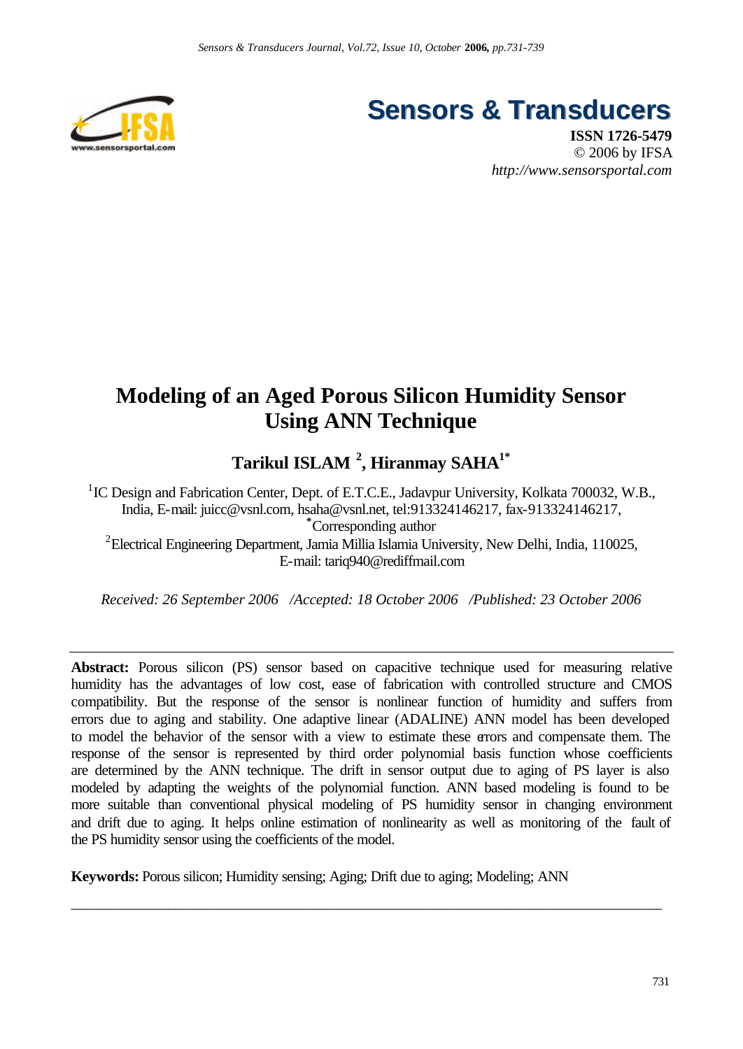# Sensors & Transducers

**ISSN 1726-5479**
© 2006 by IFSA
*http://www.sensorsportal.com*

# Modeling of an Aged Porous Silicon Humidity Sensor Using ANN Technique

**Tarikul ISLAM [2], Hiranmay SAHA[1*]**

[1]IC Design and Fabrication Center, Dept. of E.T.C.E., Jadavpur University, Kolkata 700032, W.B., India, E-mail: juicc@vsnl.com, hsaha@vsnl.net, tel:913324146217, fax-913324146217, [*]Corresponding author

[2]Electrical Engineering Department, Jamia Millia Islamia University, New Delhi, India, 110025, E-mail: tariq940@rediffmail.com

*Received: 26 September 2006 /Accepted: 18 October 2006 /Published: 23 October 2006*

---

**Abstract:** Porous silicon (PS) sensor based on capacitive technique used for measuring relative humidity has the advantages of low cost, ease of fabrication with controlled structure and CMOS compatibility. But the response of the sensor is nonlinear function of humidity and suffers from errors due to aging and stability. One adaptive linear (ADALINE) ANN model has been developed to model the behavior of the sensor with a view to estimate these errors and compensate them. The response of the sensor is represented by third order polynomial basis function whose coefficients are determined by the ANN technique. The drift in sensor output due to aging of PS layer is also modeled by adapting the weights of the polynomial function. ANN based modeling is found to be more suitable than conventional physical modeling of PS humidity sensor in changing environment and drift due to aging. It helps online estimation of nonlinearity as well as monitoring of the fault of the PS humidity sensor using the coefficients of the model.

**Keywords:** Porous silicon; Humidity sensing; Aging; Drift due to aging; Modeling; ANN

---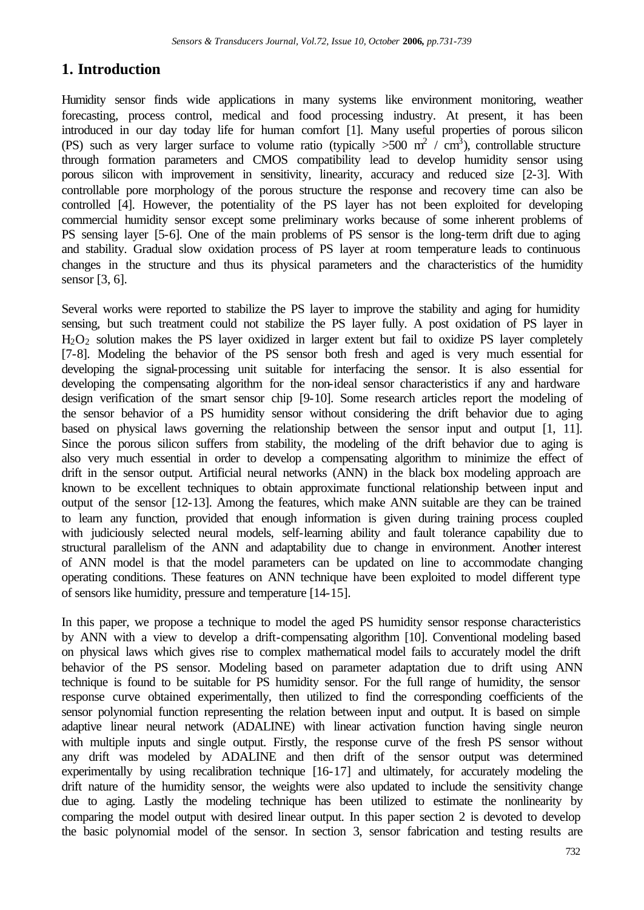## 1. Introduction

Humidity sensor finds wide applications in many systems like environment monitoring, weather forecasting, process control, medical and food processing industry. At present, it has been introduced in our day today life for human comfort [1]. Many useful properties of porous silicon (PS) such as very larger surface to volume ratio (typically >500 $m^2$ / $cm^3$), controllable structure through formation parameters and CMOS compatibility lead to develop humidity sensor using porous silicon with improvement in sensitivity, linearity, accuracy and reduced size [2-3]. With controllable pore morphology of the porous structure the response and recovery time can also be controlled [4]. However, the potentiality of the PS layer has not been exploited for developing commercial humidity sensor except some preliminary works because of some inherent problems of PS sensing layer [5-6]. One of the main problems of PS sensor is the long-term drift due to aging and stability. Gradual slow oxidation process of PS layer at room temperature leads to continuous changes in the structure and thus its physical parameters and the characteristics of the humidity sensor [3, 6].

Several works were reported to stabilize the PS layer to improve the stability and aging for humidity sensing, but such treatment could not stabilize the PS layer fully. A post oxidation of PS layer in $H_2O_2$ solution makes the PS layer oxidized in larger extent but fail to oxidize PS layer completely [7-8]. Modeling the behavior of the PS sensor both fresh and aged is very much essential for developing the signal-processing unit suitable for interfacing the sensor. It is also essential for developing the compensating algorithm for the non-ideal sensor characteristics if any and hardware design verification of the smart sensor chip [9-10]. Some research articles report the modeling of the sensor behavior of a PS humidity sensor without considering the drift behavior due to aging based on physical laws governing the relationship between the sensor input and output [1, 11]. Since the porous silicon suffers from stability, the modeling of the drift behavior due to aging is also very much essential in order to develop a compensating algorithm to minimize the effect of drift in the sensor output. Artificial neural networks (ANN) in the black box modeling approach are known to be excellent techniques to obtain approximate functional relationship between input and output of the sensor [12-13]. Among the features, which make ANN suitable are they can be trained to learn any function, provided that enough information is given during training process coupled with judiciously selected neural models, self-learning ability and fault tolerance capability due to structural parallelism of the ANN and adaptability due to change in environment. Another interest of ANN model is that the model parameters can be updated on line to accommodate changing operating conditions. These features on ANN technique have been exploited to model different type of sensors like humidity, pressure and temperature [14-15].

In this paper, we propose a technique to model the aged PS humidity sensor response characteristics by ANN with a view to develop a drift-compensating algorithm [10]. Conventional modeling based on physical laws which gives rise to complex mathematical model fails to accurately model the drift behavior of the PS sensor. Modeling based on parameter adaptation due to drift using ANN technique is found to be suitable for PS humidity sensor. For the full range of humidity, the sensor response curve obtained experimentally, then utilized to find the corresponding coefficients of the sensor polynomial function representing the relation between input and output. It is based on simple adaptive linear neural network (ADALINE) with linear activation function having single neuron with multiple inputs and single output. Firstly, the response curve of the fresh PS sensor without any drift was modeled by ADALINE and then drift of the sensor output was determined experimentally by using recalibration technique [16-17] and ultimately, for accurately modeling the drift nature of the humidity sensor, the weights were also updated to include the sensitivity change due to aging. Lastly the modeling technique has been utilized to estimate the nonlinearity by comparing the model output with desired linear output. In this paper section 2 is devoted to develop the basic polynomial model of the sensor. In section 3, sensor fabrication and testing results are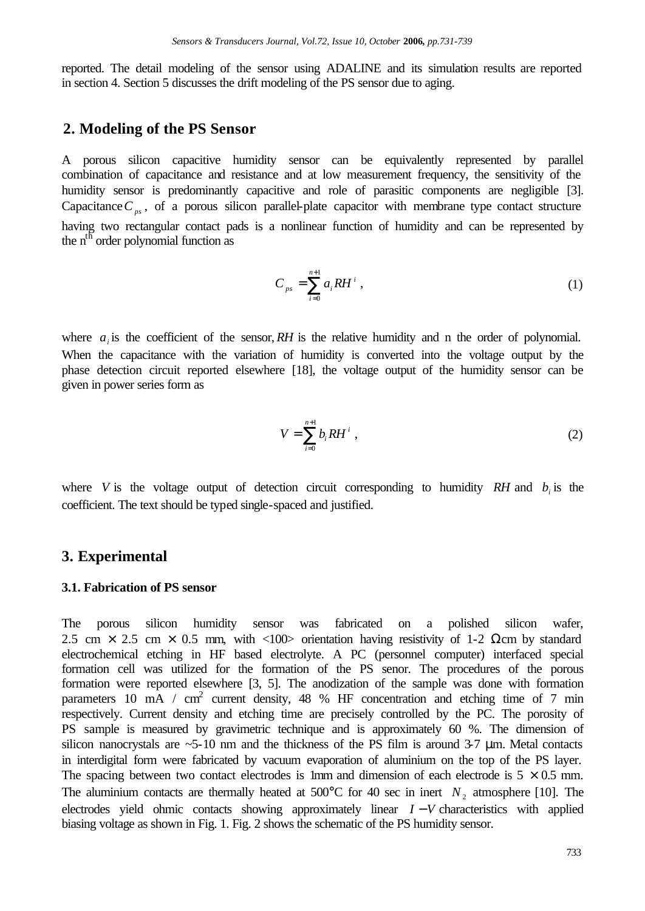reported. The detail modeling of the sensor using ADALINE and its simulation results are reported in section 4. Section 5 discusses the drift modeling of the PS sensor due to aging.

## 2. Modeling of the PS Sensor

A porous silicon capacitive humidity sensor can be equivalently represented by parallel combination of capacitance and resistance and at low measurement frequency, the sensitivity of the humidity sensor is predominantly capacitive and role of parasitic components are negligible [3]. Capacitance $C_{ps}$, of a porous silicon parallel-plate capacitor with membrane type contact structure having two rectangular contact pads is a nonlinear function of humidity and can be represented by the n[th] order polynomial function as

$$C_{ps} = \sum_{i=0}^{n+1} a_i RH^i \ , \tag{1}$$

where $a_i$ is the coefficient of the sensor, $RH$ is the relative humidity and n the order of polynomial. When the capacitance with the variation of humidity is converted into the voltage output by the phase detection circuit reported elsewhere [18], the voltage output of the humidity sensor can be given in power series form as

$$V = \sum_{i=0}^{n+1} b_i RH^i \ , \tag{2}$$

where $V$ is the voltage output of detection circuit corresponding to humidity $RH$ and $b_i$ is the coefficient. The text should be typed single-spaced and justified.

## 3. Experimental

### 3.1. Fabrication of PS sensor

The porous silicon humidity sensor was fabricated on a polished silicon wafer, 2.5 cm × 2.5 cm × 0.5 mm, with <100> orientation having resistivity of 1-2 Ωcm by standard electrochemical etching in HF based electrolyte. A PC (personnel computer) interfaced special formation cell was utilized for the formation of the PS senor. The procedures of the porous formation were reported elsewhere [3, 5]. The anodization of the sample was done with formation parameters 10 mA / cm$^2$ current density, 48 % HF concentration and etching time of 7 min respectively. Current density and etching time are precisely controlled by the PC. The porosity of PS sample is measured by gravimetric technique and is approximately 60 %. The dimension of silicon nanocrystals are ~5-10 nm and the thickness of the PS film is around 3-7 μm. Metal contacts in interdigital form were fabricated by vacuum evaporation of aluminium on the top of the PS layer. The spacing between two contact electrodes is 1mm and dimension of each electrode is 5 × 0.5 mm. The aluminium contacts are thermally heated at 500°C for 40 sec in inert $N_2$ atmosphere [10]. The electrodes yield ohmic contacts showing approximately linear $I-V$ characteristics with applied biasing voltage as shown in Fig. 1. Fig. 2 shows the schematic of the PS humidity sensor.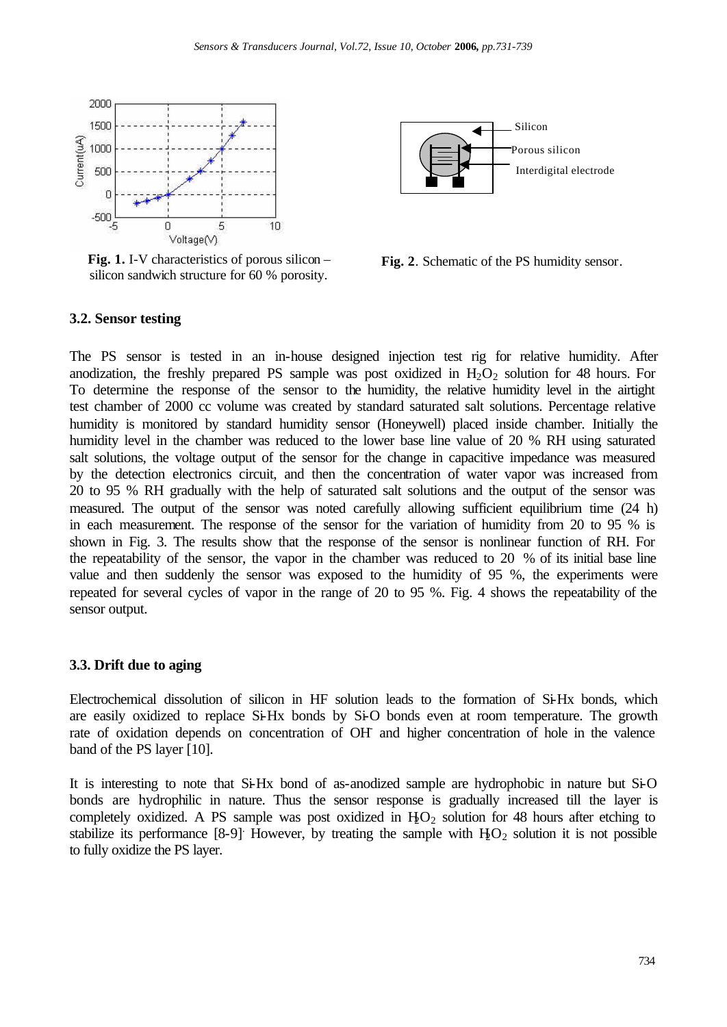**Fig. 1.** I-V characteristics of porous silicon – silicon sandwich structure for 60 % porosity.

**Fig. 2**. Schematic of the PS humidity sensor.

### 3.2. Sensor testing

The PS sensor is tested in an in-house designed injection test rig for relative humidity. After anodization, the freshly prepared PS sample was post oxidized in $H_2O_2$ solution for 48 hours. For To determine the response of the sensor to the humidity, the relative humidity level in the airtight test chamber of 2000 cc volume was created by standard saturated salt solutions. Percentage relative humidity is monitored by standard humidity sensor (Honeywell) placed inside chamber. Initially the humidity level in the chamber was reduced to the lower base line value of 20 % RH using saturated salt solutions, the voltage output of the sensor for the change in capacitive impedance was measured by the detection electronics circuit, and then the concentration of water vapor was increased from 20 to 95 % RH gradually with the help of saturated salt solutions and the output of the sensor was measured. The output of the sensor was noted carefully allowing sufficient equilibrium time (24 h) in each measurement. The response of the sensor for the variation of humidity from 20 to 95 % is shown in Fig. 3. The results show that the response of the sensor is nonlinear function of RH. For the repeatability of the sensor, the vapor in the chamber was reduced to 20 % of its initial base line value and then suddenly the sensor was exposed to the humidity of 95 %, the experiments were repeated for several cycles of vapor in the range of 20 to 95 %. Fig. 4 shows the repeatability of the sensor output.

### 3.3. Drift due to aging

Electrochemical dissolution of silicon in HF solution leads to the formation of Si-Hx bonds, which are easily oxidized to replace Si-Hx bonds by Si-O bonds even at room temperature. The growth rate of oxidation depends on concentration of $OH^-$ and higher concentration of hole in the valence band of the PS layer [10].

It is interesting to note that Si-Hx bond of as-anodized sample are hydrophobic in nature but Si-O bonds are hydrophilic in nature. Thus the sensor response is gradually increased till the layer is completely oxidized. A PS sample was post oxidized in $H_2O_2$ solution for 48 hours after etching to stabilize its performance [8-9]. However, by treating the sample with $H_2O_2$ solution it is not possible to fully oxidize the PS layer.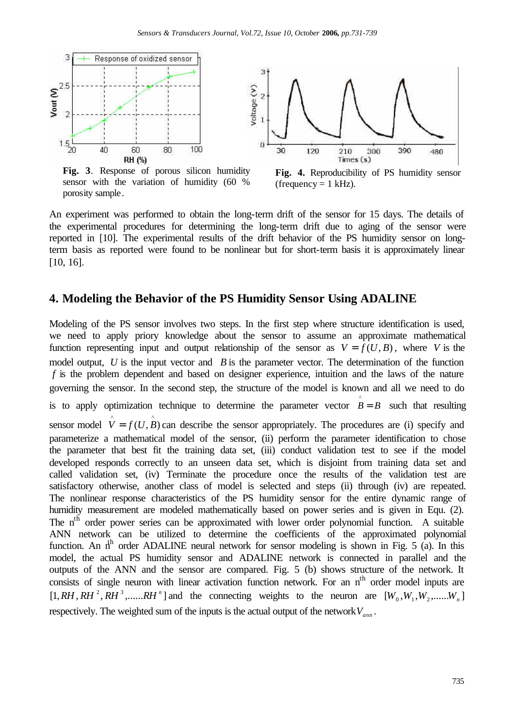**Fig. 3**. Response of porous silicon humidity sensor with the variation of humidity (60 % porosity sample.

**Fig. 4.** Reproducibility of PS humidity sensor (frequency = 1 kHz).

An experiment was performed to obtain the long-term drift of the sensor for 15 days. The details of the experimental procedures for determining the long-term drift due to aging of the sensor were reported in [10]. The experimental results of the drift behavior of the PS humidity sensor on long-term basis as reported were found to be nonlinear but for short-term basis it is approximately linear [10, 16].

## 4. Modeling the Behavior of the PS Humidity Sensor Using ADALINE

Modeling of the PS sensor involves two steps. In the first step where structure identification is used, we need to apply priory knowledge about the sensor to assume an approximate mathematical function representing input and output relationship of the sensor as $V = f(U, B)$, where $V$ is the model output, $U$ is the input vector and $B$ is the parameter vector. The determination of the function $f$ is the problem dependent and based on designer experience, intuition and the laws of the nature governing the sensor. In the second step, the structure of the model is known and all we need to do is to apply optimization technique to determine the parameter vector $\hat{B} = B$ such that resulting sensor model $\hat{V} = f(U, \hat{B})$ can describe the sensor appropriately. The procedures are (i) specify and parameterize a mathematical model of the sensor, (ii) perform the parameter identification to chose the parameter that best fit the training data set, (iii) conduct validation test to see if the model developed responds correctly to an unseen data set, which is disjoint from training data set and called validation set, (iv) Terminate the procedure once the results of the validation test are satisfactory otherwise, another class of model is selected and steps (ii) through (iv) are repeated. The nonlinear response characteristics of the PS humidity sensor for the entire dynamic range of humidity measurement are modeled mathematically based on power series and is given in Equ. (2). The n<sup>th</sup> order power series can be approximated with lower order polynomial function. A suitable ANN network can be utilized to determine the coefficients of the approximated polynomial function. An n<sup>th</sup> order ADALINE neural network for sensor modeling is shown in Fig. 5 (a). In this model, the actual PS humidity sensor and ADALINE network is connected in parallel and the outputs of the ANN and the sensor are compared. Fig. 5 (b) shows structure of the network. It consists of single neuron with linear activation function network. For an n<sup>th</sup> order model inputs are $[1, RH, RH^2, RH^3, ......RH^n]$ and the connecting weights to the neuron are $[W_0, W_1, W_2, ......W_n]$ respectively. The weighted sum of the inputs is the actual output of the network $V_{ann}$.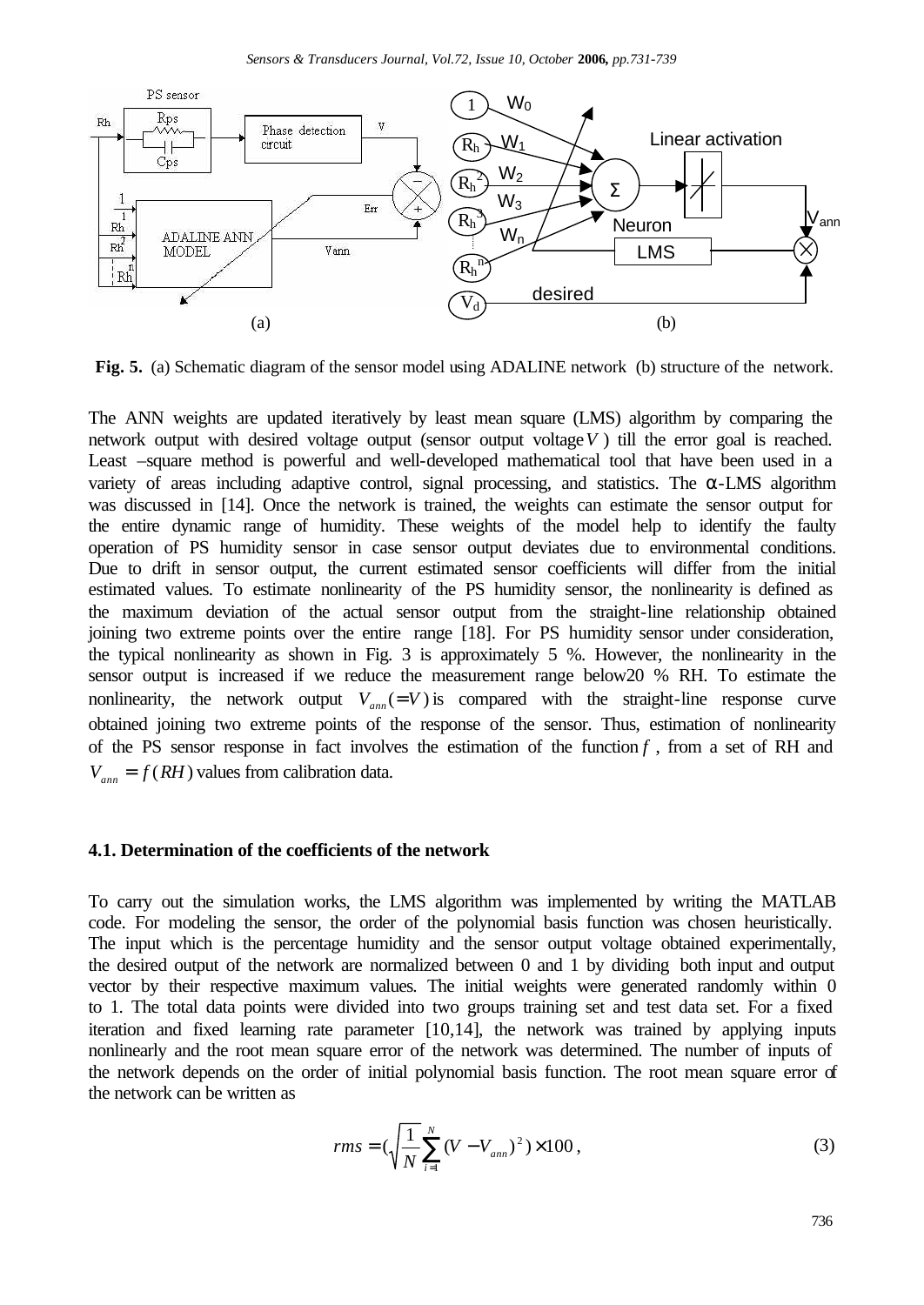**Fig. 5.** (a) Schematic diagram of the sensor model using ADALINE network (b) structure of the network.

The ANN weights are updated iteratively by least mean square (LMS) algorithm by comparing the network output with desired voltage output (sensor output voltage $V$) till the error goal is reached. Least –square method is powerful and well-developed mathematical tool that have been used in a variety of areas including adaptive control, signal processing, and statistics. The α-LMS algorithm was discussed in [14]. Once the network is trained, the weights can estimate the sensor output for the entire dynamic range of humidity. These weights of the model help to identify the faulty operation of PS humidity sensor in case sensor output deviates due to environmental conditions. Due to drift in sensor output, the current estimated sensor coefficients will differ from the initial estimated values. To estimate nonlinearity of the PS humidity sensor, the nonlinearity is defined as the maximum deviation of the actual sensor output from the straight-line relationship obtained joining two extreme points over the entire range [18]. For PS humidity sensor under consideration, the typical nonlinearity as shown in Fig. 3 is approximately 5 %. However, the nonlinearity in the sensor output is increased if we reduce the measurement range below20 % RH. To estimate the nonlinearity, the network output $V_{ann}(=V)$ is compared with the straight-line response curve obtained joining two extreme points of the response of the sensor. Thus, estimation of nonlinearity of the PS sensor response in fact involves the estimation of the function $f$, from a set of RH and $V_{ann} = f(RH)$ values from calibration data.

### 4.1. Determination of the coefficients of the network

To carry out the simulation works, the LMS algorithm was implemented by writing the MATLAB code. For modeling the sensor, the order of the polynomial basis function was chosen heuristically. The input which is the percentage humidity and the sensor output voltage obtained experimentally, the desired output of the network are normalized between 0 and 1 by dividing both input and output vector by their respective maximum values. The initial weights were generated randomly within 0 to 1. The total data points were divided into two groups training set and test data set. For a fixed iteration and fixed learning rate parameter [10,14], the network was trained by applying inputs nonlinearly and the root mean square error of the network was determined. The number of inputs of the network depends on the order of initial polynomial basis function. The root mean square error of the network can be written as

$$rms = \left(\sqrt{\frac{1}{N}\sum_{i=1}^{N}(V - V_{ann})^2}\right) \times 100\,, \tag{3}$$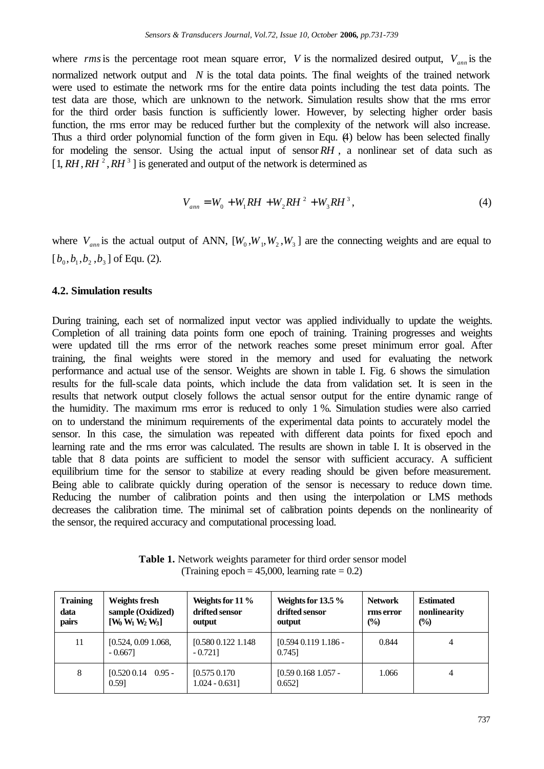where $rms$ is the percentage root mean square error, $V$ is the normalized desired output, $V_{ann}$ is the normalized network output and $N$ is the total data points. The final weights of the trained network were used to estimate the network rms for the entire data points including the test data points. The test data are those, which are unknown to the network. Simulation results show that the rms error for the third order basis function is sufficiently lower. However, by selecting higher order basis function, the rms error may be reduced further but the complexity of the network will also increase. Thus a third order polynomial function of the form given in Equ. (4) below has been selected finally for modeling the sensor. Using the actual input of sensor $RH$, a nonlinear set of data such as $[1, RH, RH^2, RH^3]$ is generated and output of the network is determined as

$$V_{ann} = W_0 + W_1 RH + W_2 RH^2 + W_3 RH^3, \tag{4}$$

where $V_{ann}$ is the actual output of ANN, $[W_0, W_1, W_2, W_3]$ are the connecting weights and are equal to $[b_0, b_1, b_2, b_3]$ of Equ. (2).

### 4.2. Simulation results

During training, each set of normalized input vector was applied individually to update the weights. Completion of all training data points form one epoch of training. Training progresses and weights were updated till the rms error of the network reaches some preset minimum error goal. After training, the final weights were stored in the memory and used for evaluating the network performance and actual use of the sensor. Weights are shown in table I. Fig. 6 shows the simulation results for the full-scale data points, which include the data from validation set. It is seen in the results that network output closely follows the actual sensor output for the entire dynamic range of the humidity. The maximum rms error is reduced to only 1 %. Simulation studies were also carried on to understand the minimum requirements of the experimental data points to accurately model the sensor. In this case, the simulation was repeated with different data points for fixed epoch and learning rate and the rms error was calculated. The results are shown in table I. It is observed in the table that 8 data points are sufficient to model the sensor with sufficient accuracy. A sufficient equilibrium time for the sensor to stabilize at every reading should be given before measurement. Being able to calibrate quickly during operation of the sensor is necessary to reduce down time. Reducing the number of calibration points and then using the interpolation or LMS methods decreases the calibration time. The minimal set of calibration points depends on the nonlinearity of the sensor, the required accuracy and computational processing load.

**Table 1.** Network weights parameter for third order sensor model (Training epoch = 45,000, learning rate = 0.2)

| Training data pairs | Weights fresh sample (Oxidized) $[W_0\ W_1\ W_2\ W_3]$ | Weights for 11 % drifted sensor output | Weights for 13.5 % drifted sensor output | Network rms error (%) | Estimated nonlinearity (%) |
|---|---|---|---|---|---|
| 11 | [0.524, 0.09 1.068, - 0.667] | [0.580 0.122 1.148 - 0.721] | [0.594 0.119 1.186 - 0.745] | 0.844 | 4 |
| 8 | [0.520 0.14 0.95 - 0.59] | [0.575 0.170 1.024 - 0.631] | [0.59 0.168 1.057 - 0.652] | 1.066 | 4 |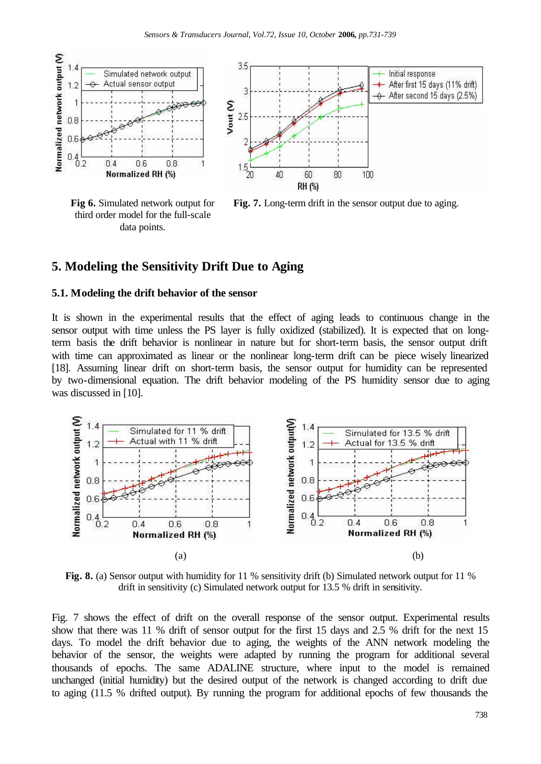Fig 6. Simulated network output for third order model for the full-scale data points.

Fig. 7. Long-term drift in the sensor output due to aging.

## 5. Modeling the Sensitivity Drift Due to Aging

### 5.1. Modeling the drift behavior of the sensor

It is shown in the experimental results that the effect of aging leads to continuous change in the sensor output with time unless the PS layer is fully oxidized (stabilized). It is expected that on long-term basis the drift behavior is nonlinear in nature but for short-term basis, the sensor output drift with time can approximated as linear or the nonlinear long-term drift can be piece wisely linearized [18]. Assuming linear drift on short-term basis, the sensor output for humidity can be represented by two-dimensional equation. The drift behavior modeling of the PS humidity sensor due to aging was discussed in [10].

(a)

(b)

**Fig. 8.** (a) Sensor output with humidity for 11 % sensitivity drift (b) Simulated network output for 11 % drift in sensitivity (c) Simulated network output for 13.5 % drift in sensitivity.

Fig. 7 shows the effect of drift on the overall response of the sensor output. Experimental results show that there was 11 % drift of sensor output for the first 15 days and 2.5 % drift for the next 15 days. To model the drift behavior due to aging, the weights of the ANN network modeling the behavior of the sensor, the weights were adapted by running the program for additional several thousands of epochs. The same ADALINE structure, where input to the model is remained unchanged (initial humidity) but the desired output of the network is changed according to drift due to aging (11.5 % drifted output). By running the program for additional epochs of few thousands the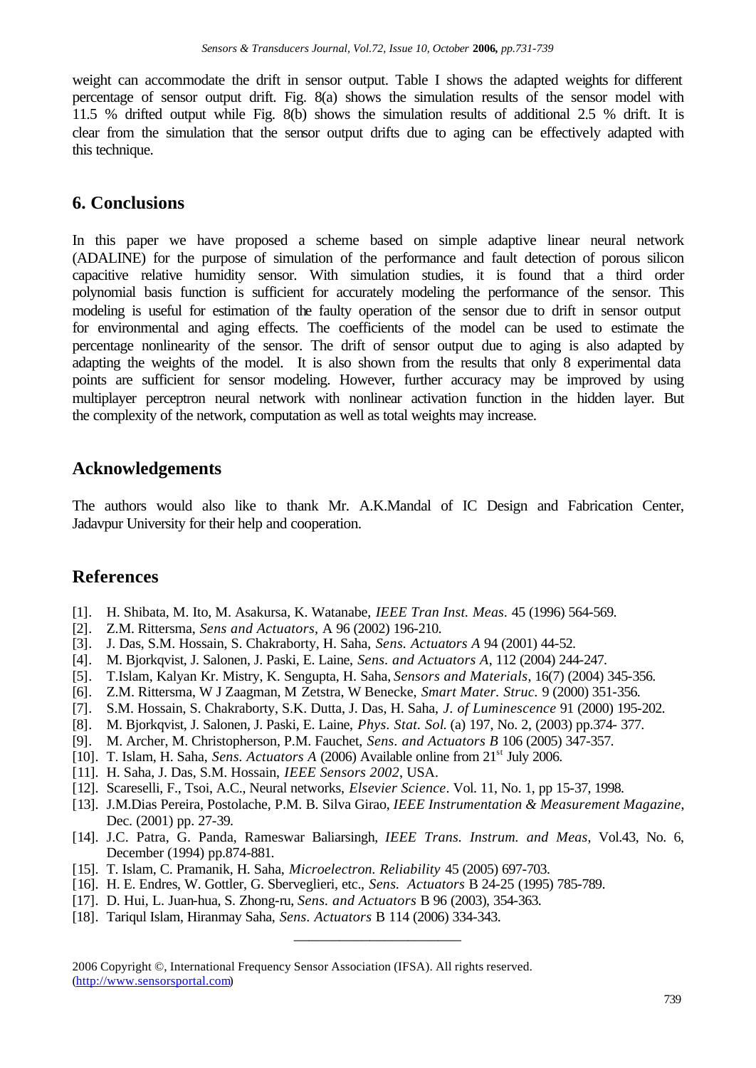weight can accommodate the drift in sensor output. Table I shows the adapted weights for different percentage of sensor output drift. Fig. 8(a) shows the simulation results of the sensor model with 11.5 % drifted output while Fig. 8(b) shows the simulation results of additional 2.5 % drift. It is clear from the simulation that the sensor output drifts due to aging can be effectively adapted with this technique.

## 6. Conclusions

In this paper we have proposed a scheme based on simple adaptive linear neural network (ADALINE) for the purpose of simulation of the performance and fault detection of porous silicon capacitive relative humidity sensor. With simulation studies, it is found that a third order polynomial basis function is sufficient for accurately modeling the performance of the sensor. This modeling is useful for estimation of the faulty operation of the sensor due to drift in sensor output for environmental and aging effects. The coefficients of the model can be used to estimate the percentage nonlinearity of the sensor. The drift of sensor output due to aging is also adapted by adapting the weights of the model. It is also shown from the results that only 8 experimental data points are sufficient for sensor modeling. However, further accuracy may be improved by using multiplayer perceptron neural network with nonlinear activation function in the hidden layer. But the complexity of the network, computation as well as total weights may increase.

## Acknowledgements

The authors would also like to thank Mr. A.K.Mandal of IC Design and Fabrication Center, Jadavpur University for their help and cooperation.

## References

[1]. H. Shibata, M. Ito, M. Asakursa, K. Watanabe, *IEEE Tran Inst. Meas.* 45 (1996) 564-569.
[2]. Z.M. Rittersma, *Sens and Actuators*, A 96 (2002) 196-210.
[3]. J. Das, S.M. Hossain, S. Chakraborty, H. Saha, *Sens. Actuators A* 94 (2001) 44-52.
[4]. M. Bjorkqvist, J. Salonen, J. Paski, E. Laine, *Sens. and Actuators A*, 112 (2004) 244-247.
[5]. T.Islam, Kalyan Kr. Mistry, K. Sengupta, H. Saha, *Sensors and Materials*, 16(7) (2004) 345-356.
[6]. Z.M. Rittersma, W J Zaagman, M Zetstra, W Benecke, *Smart Mater. Struc.* 9 (2000) 351-356.
[7]. S.M. Hossain, S. Chakraborty, S.K. Dutta, J. Das, H. Saha, *J. of Luminescence* 91 (2000) 195-202.
[8]. M. Bjorkqvist, J. Salonen, J. Paski, E. Laine, *Phys. Stat. Sol.* (a) 197, No. 2, (2003) pp.374- 377.
[9]. M. Archer, M. Christopherson, P.M. Fauchet, *Sens. and Actuators B* 106 (2005) 347-357.
[10]. T. Islam, H. Saha, *Sens. Actuators A* (2006) Available online from 21st July 2006.
[11]. H. Saha, J. Das, S.M. Hossain, *IEEE Sensors 2002*, USA.
[12]. Scareselli, F., Tsoi, A.C., Neural networks, *Elsevier Science*. Vol. 11, No. 1, pp 15-37, 1998.
[13]. J.M.Dias Pereira, Postolache, P.M. B. Silva Girao, *IEEE Instrumentation & Measurement Magazine*, Dec. (2001) pp. 27-39.
[14]. J.C. Patra, G. Panda, Rameswar Baliarsingh, *IEEE Trans. Instrum. and Meas*, Vol.43, No. 6, December (1994) pp.874-881.
[15]. T. Islam, C. Pramanik, H. Saha, *Microelectron. Reliability* 45 (2005) 697-703.
[16]. H. E. Endres, W. Gottler, G. Sberveglieri, etc., *Sens. Actuators* B 24-25 (1995) 785-789.
[17]. D. Hui, L. Juan-hua, S. Zhong-ru, *Sens. and Actuators* B 96 (2003), 354-363.
[18]. Tariqul Islam, Hiranmay Saha, *Sens. Actuators* B 114 (2006) 334-343.

---

2006 Copyright ©, International Frequency Sensor Association (IFSA). All rights reserved. (http://www.sensorsportal.com)